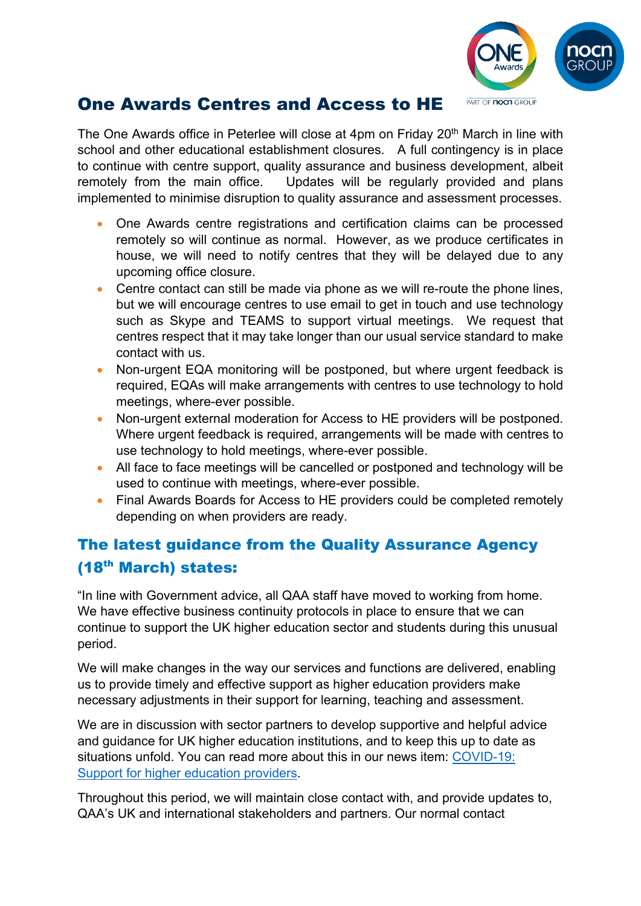# One Awards Centres and Access to HE

The One Awards office in Peterlee will close at 4pm on Friday 20th March in line with school and other educational establishment closures. A full contingency is in place to continue with centre support, quality assurance and business development, albeit remotely from the main office. Updates will be regularly provided and plans implemented to minimise disruption to quality assurance and assessment processes.

- One Awards centre registrations and certification claims can be processed remotely so will continue as normal. However, as we produce certificates in house, we will need to notify centres that they will be delayed due to any upcoming office closure.
- Centre contact can still be made via phone as we will re-route the phone lines, but we will encourage centres to use email to get in touch and use technology such as Skype and TEAMS to support virtual meetings. We request that centres respect that it may take longer than our usual service standard to make contact with us.
- Non-urgent EQA monitoring will be postponed, but where urgent feedback is required, EQAs will make arrangements with centres to use technology to hold meetings, where-ever possible.
- Non-urgent external moderation for Access to HE providers will be postponed. Where urgent feedback is required, arrangements will be made with centres to use technology to hold meetings, where-ever possible.
- All face to face meetings will be cancelled or postponed and technology will be used to continue with meetings, where-ever possible.
- Final Awards Boards for Access to HE providers could be completed remotely depending on when providers are ready.

## The latest guidance from the Quality Assurance Agency (18th March) states:

"In line with Government advice, all QAA staff have moved to working from home. We have effective business continuity protocols in place to ensure that we can continue to support the UK higher education sector and students during this unusual period.

We will make changes in the way our services and functions are delivered, enabling us to provide timely and effective support as higher education providers make necessary adjustments in their support for learning, teaching and assessment.

We are in discussion with sector partners to develop supportive and helpful advice and guidance for UK higher education institutions, and to keep this up to date as situations unfold. You can read more about this in our news item: [COVID-19: Support for higher education providers](#).

Throughout this period, we will maintain close contact with, and provide updates to, QAA's UK and international stakeholders and partners. Our normal contact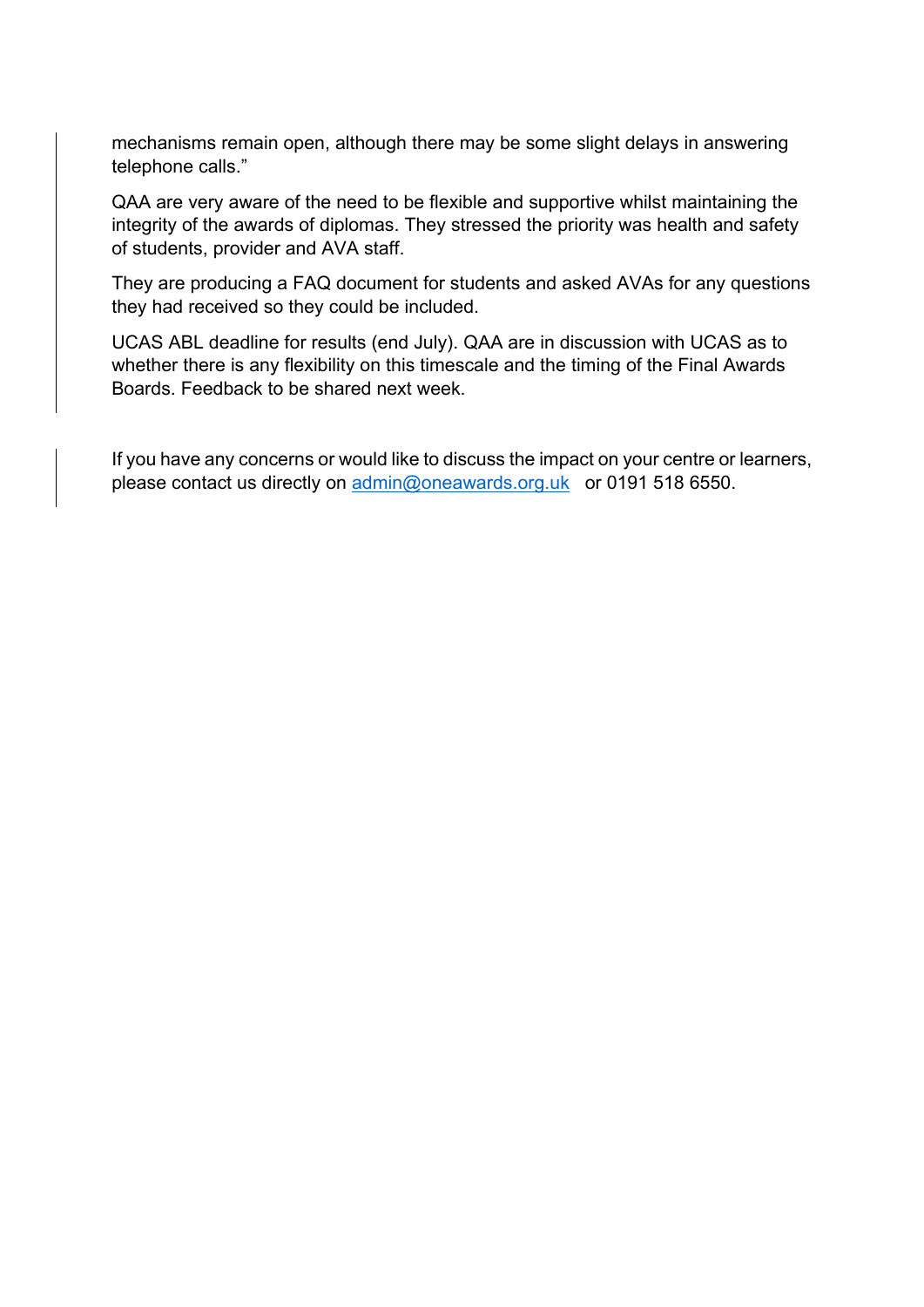mechanisms remain open, although there may be some slight delays in answering telephone calls."

QAA are very aware of the need to be flexible and supportive whilst maintaining the integrity of the awards of diplomas. They stressed the priority was health and safety of students, provider and AVA staff.

They are producing a FAQ document for students and asked AVAs for any questions they had received so they could be included.

UCAS ABL deadline for results (end July). QAA are in discussion with UCAS as to whether there is any flexibility on this timescale and the timing of the Final Awards Boards. Feedback to be shared next week.

If you have any concerns or would like to discuss the impact on your centre or learners, please contact us directly on admin@oneawards.org.uk or 0191 518 6550.